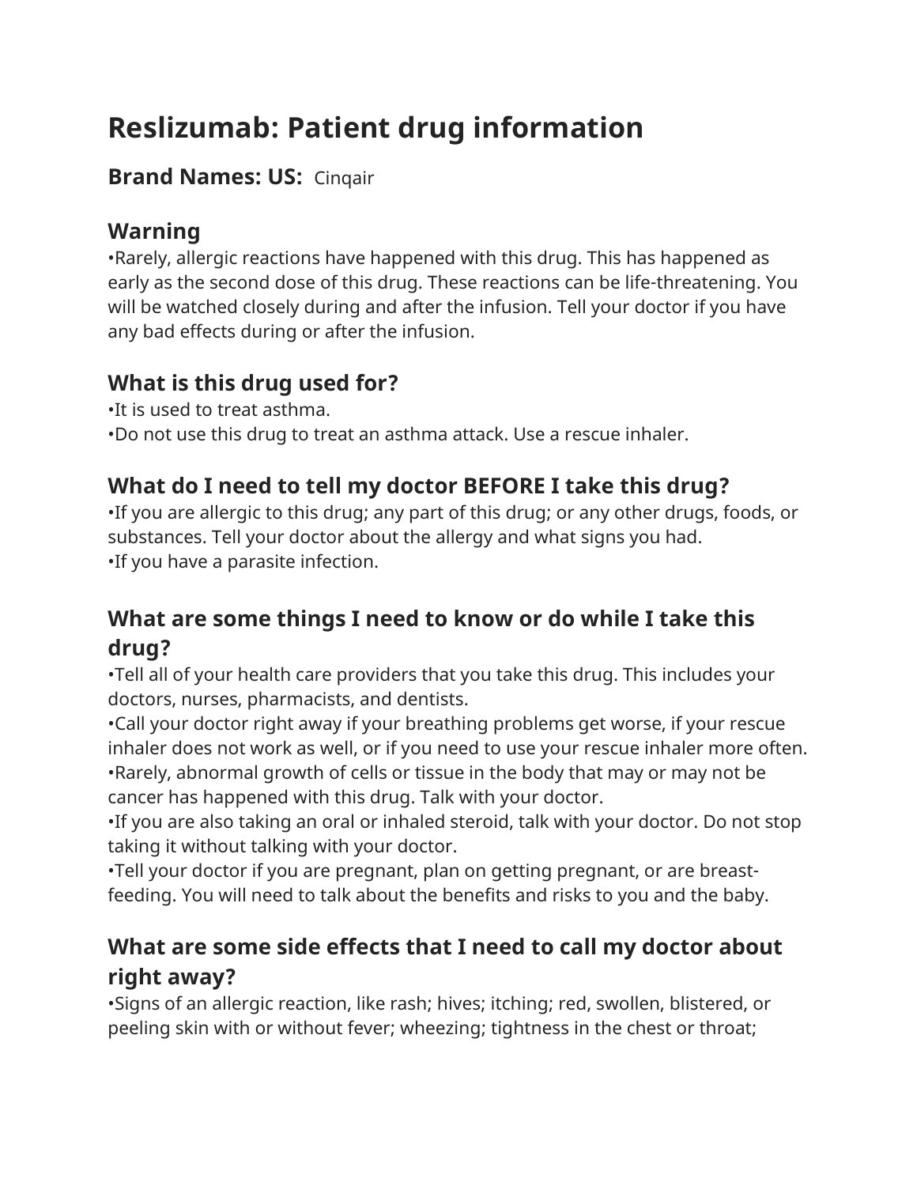# Reslizumab: Patient drug information

**Brand Names: US:** Cinqair

## Warning

•Rarely, allergic reactions have happened with this drug. This has happened as early as the second dose of this drug. These reactions can be life-threatening. You will be watched closely during and after the infusion. Tell your doctor if you have any bad effects during or after the infusion.

## What is this drug used for?

•It is used to treat asthma.
•Do not use this drug to treat an asthma attack. Use a rescue inhaler.

## What do I need to tell my doctor BEFORE I take this drug?

•If you are allergic to this drug; any part of this drug; or any other drugs, foods, or substances. Tell your doctor about the allergy and what signs you had.
•If you have a parasite infection.

## What are some things I need to know or do while I take this drug?

•Tell all of your health care providers that you take this drug. This includes your doctors, nurses, pharmacists, and dentists.
•Call your doctor right away if your breathing problems get worse, if your rescue inhaler does not work as well, or if you need to use your rescue inhaler more often.
•Rarely, abnormal growth of cells or tissue in the body that may or may not be cancer has happened with this drug. Talk with your doctor.
•If you are also taking an oral or inhaled steroid, talk with your doctor. Do not stop taking it without talking with your doctor.
•Tell your doctor if you are pregnant, plan on getting pregnant, or are breast-feeding. You will need to talk about the benefits and risks to you and the baby.

## What are some side effects that I need to call my doctor about right away?

•Signs of an allergic reaction, like rash; hives; itching; red, swollen, blistered, or peeling skin with or without fever; wheezing; tightness in the chest or throat;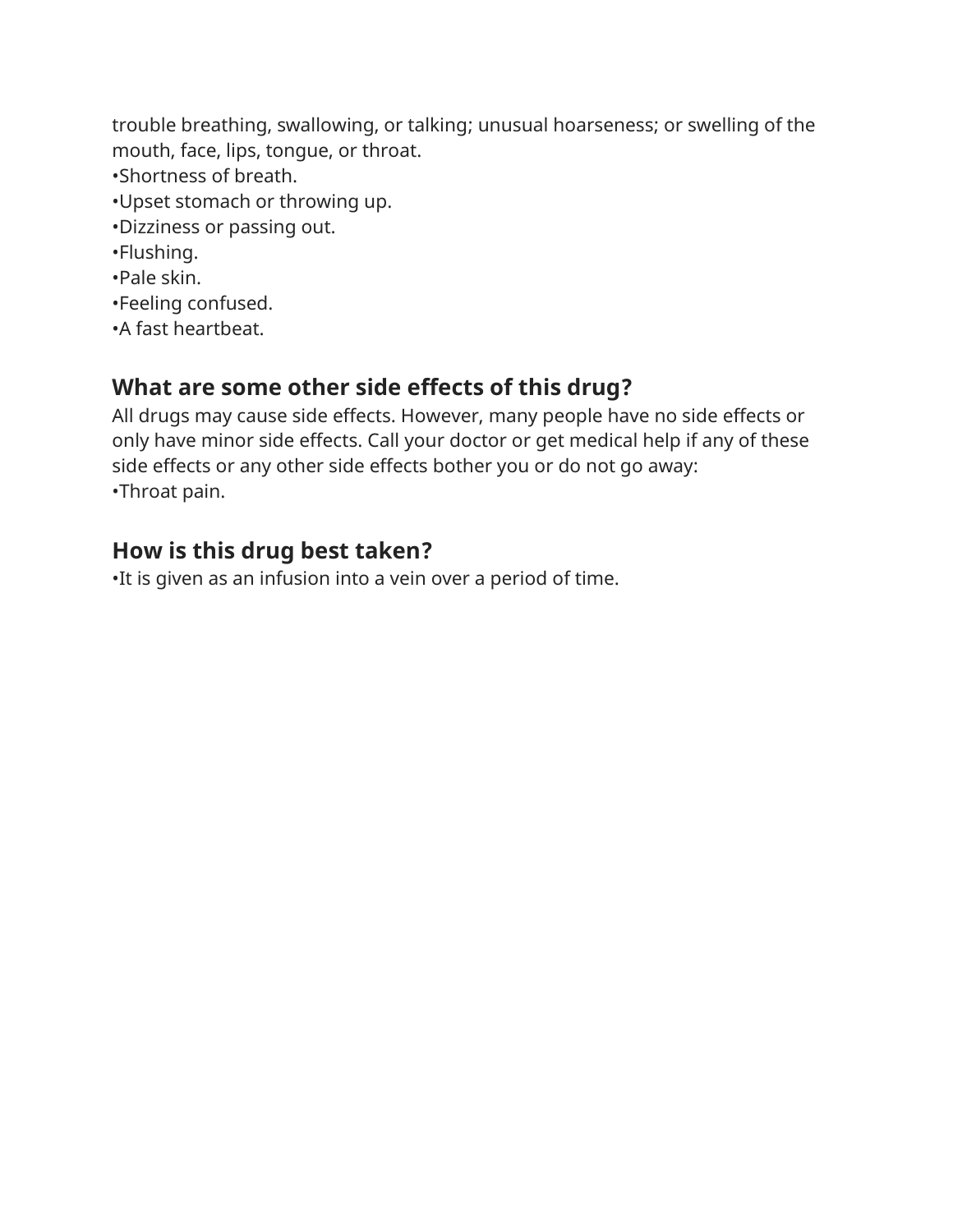trouble breathing, swallowing, or talking; unusual hoarseness; or swelling of the mouth, face, lips, tongue, or throat.

- Shortness of breath.
- Upset stomach or throwing up.
- Dizziness or passing out.
- Flushing.
- Pale skin.
- Feeling confused.
- A fast heartbeat.

## What are some other side effects of this drug?

All drugs may cause side effects. However, many people have no side effects or only have minor side effects. Call your doctor or get medical help if any of these side effects or any other side effects bother you or do not go away:

- Throat pain.

## How is this drug best taken?

- It is given as an infusion into a vein over a period of time.